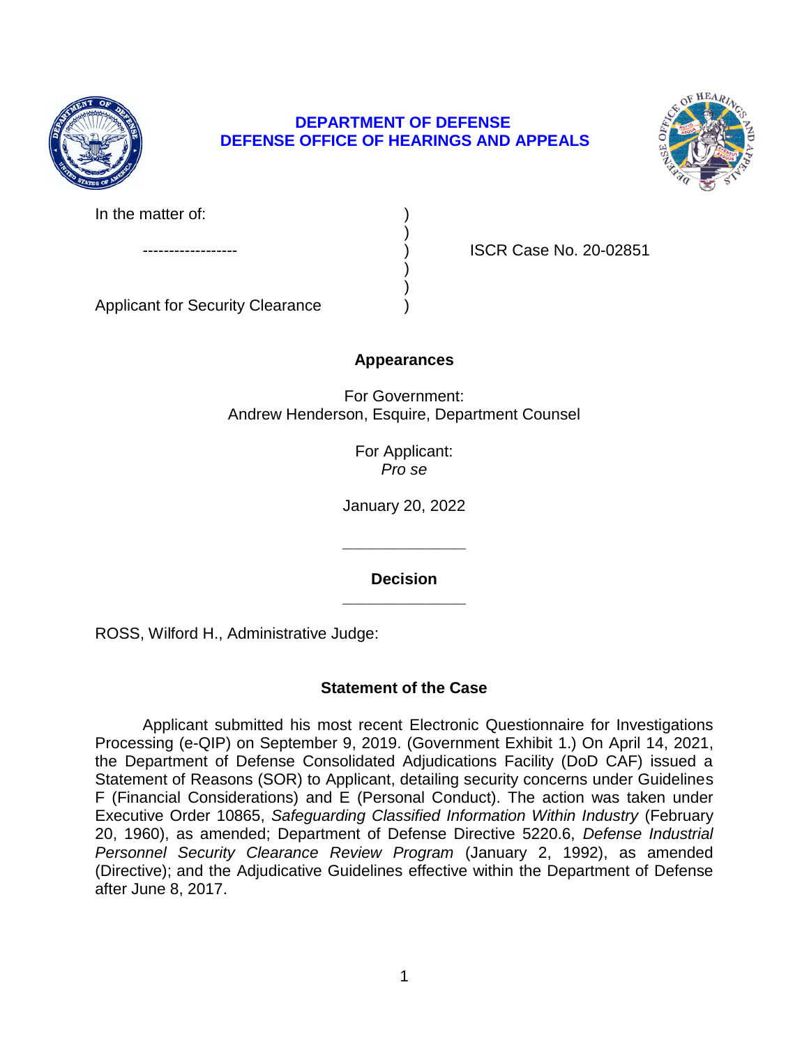**DEPARTMENT OF DEFENSE**
**DEFENSE OFFICE OF HEARINGS AND APPEALS**

| | | |
|---|---|---|
| In the matter of: | ) | |
| | ) | |
| ------------------ | ) | ISCR Case No. 20-02851 |
| | ) | |
| | ) | |
| Applicant for Security Clearance | ) | |

**Appearances**

For Government:
Andrew Henderson, Esquire, Department Counsel

For Applicant:
*Pro se*

January 20, 2022

______________

**Decision**

______________

ROSS, Wilford H., Administrative Judge:

## Statement of the Case

Applicant submitted his most recent Electronic Questionnaire for Investigations Processing (e-QIP) on September 9, 2019. (Government Exhibit 1.) On April 14, 2021, the Department of Defense Consolidated Adjudications Facility (DoD CAF) issued a Statement of Reasons (SOR) to Applicant, detailing security concerns under Guidelines F (Financial Considerations) and E (Personal Conduct). The action was taken under Executive Order 10865, *Safeguarding Classified Information Within Industry* (February 20, 1960), as amended; Department of Defense Directive 5220.6, *Defense Industrial Personnel Security Clearance Review Program* (January 2, 1992), as amended (Directive); and the Adjudicative Guidelines effective within the Department of Defense after June 8, 2017.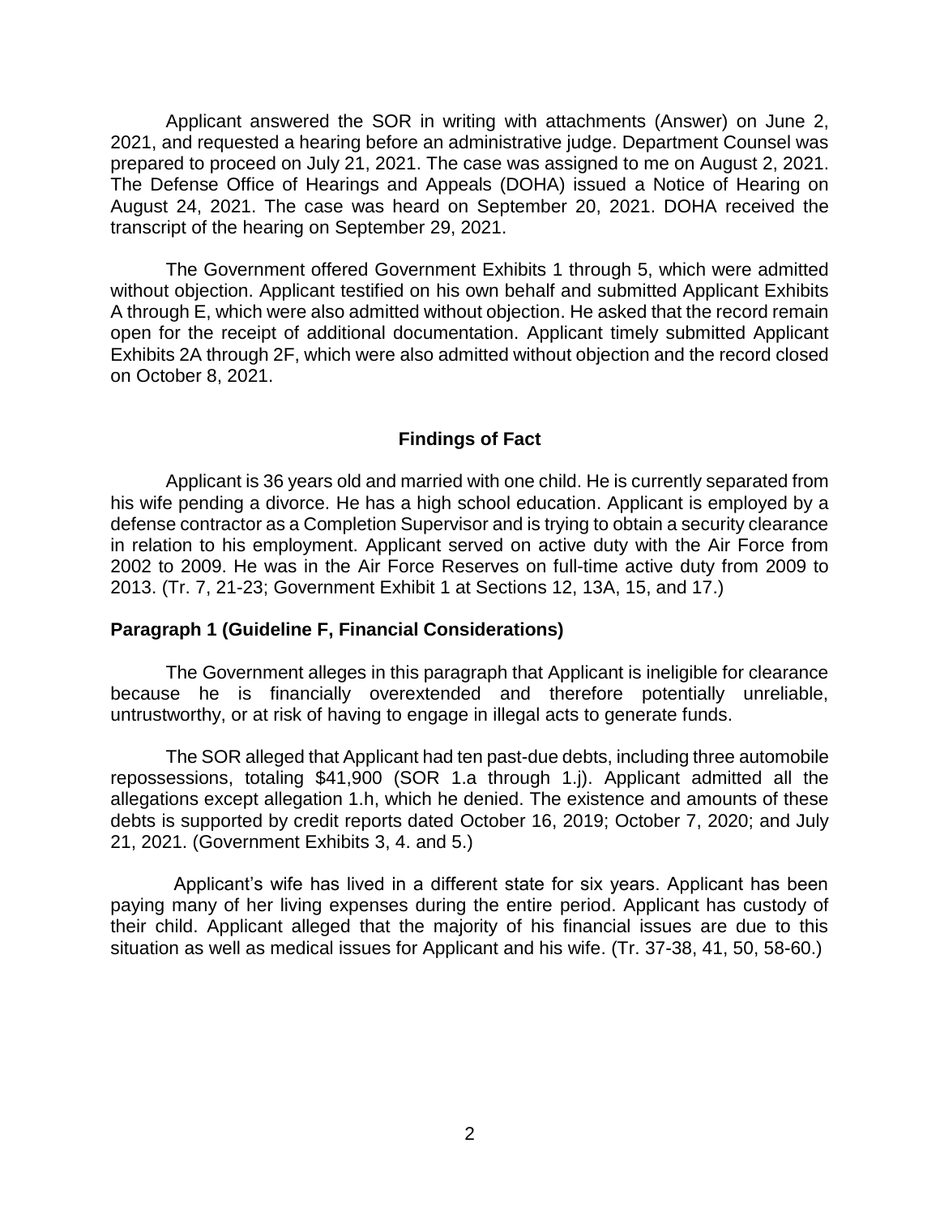Applicant answered the SOR in writing with attachments (Answer) on June 2, 2021, and requested a hearing before an administrative judge. Department Counsel was prepared to proceed on July 21, 2021. The case was assigned to me on August 2, 2021. The Defense Office of Hearings and Appeals (DOHA) issued a Notice of Hearing on August 24, 2021. The case was heard on September 20, 2021. DOHA received the transcript of the hearing on September 29, 2021.

The Government offered Government Exhibits 1 through 5, which were admitted without objection. Applicant testified on his own behalf and submitted Applicant Exhibits A through E, which were also admitted without objection. He asked that the record remain open for the receipt of additional documentation. Applicant timely submitted Applicant Exhibits 2A through 2F, which were also admitted without objection and the record closed on October 8, 2021.

## Findings of Fact

Applicant is 36 years old and married with one child. He is currently separated from his wife pending a divorce. He has a high school education. Applicant is employed by a defense contractor as a Completion Supervisor and is trying to obtain a security clearance in relation to his employment. Applicant served on active duty with the Air Force from 2002 to 2009. He was in the Air Force Reserves on full-time active duty from 2009 to 2013. (Tr. 7, 21-23; Government Exhibit 1 at Sections 12, 13A, 15, and 17.)

### Paragraph 1 (Guideline F, Financial Considerations)

The Government alleges in this paragraph that Applicant is ineligible for clearance because he is financially overextended and therefore potentially unreliable, untrustworthy, or at risk of having to engage in illegal acts to generate funds.

The SOR alleged that Applicant had ten past-due debts, including three automobile repossessions, totaling $41,900 (SOR 1.a through 1.j). Applicant admitted all the allegations except allegation 1.h, which he denied. The existence and amounts of these debts is supported by credit reports dated October 16, 2019; October 7, 2020; and July 21, 2021. (Government Exhibits 3, 4. and 5.)

Applicant's wife has lived in a different state for six years. Applicant has been paying many of her living expenses during the entire period. Applicant has custody of their child. Applicant alleged that the majority of his financial issues are due to this situation as well as medical issues for Applicant and his wife. (Tr. 37-38, 41, 50, 58-60.)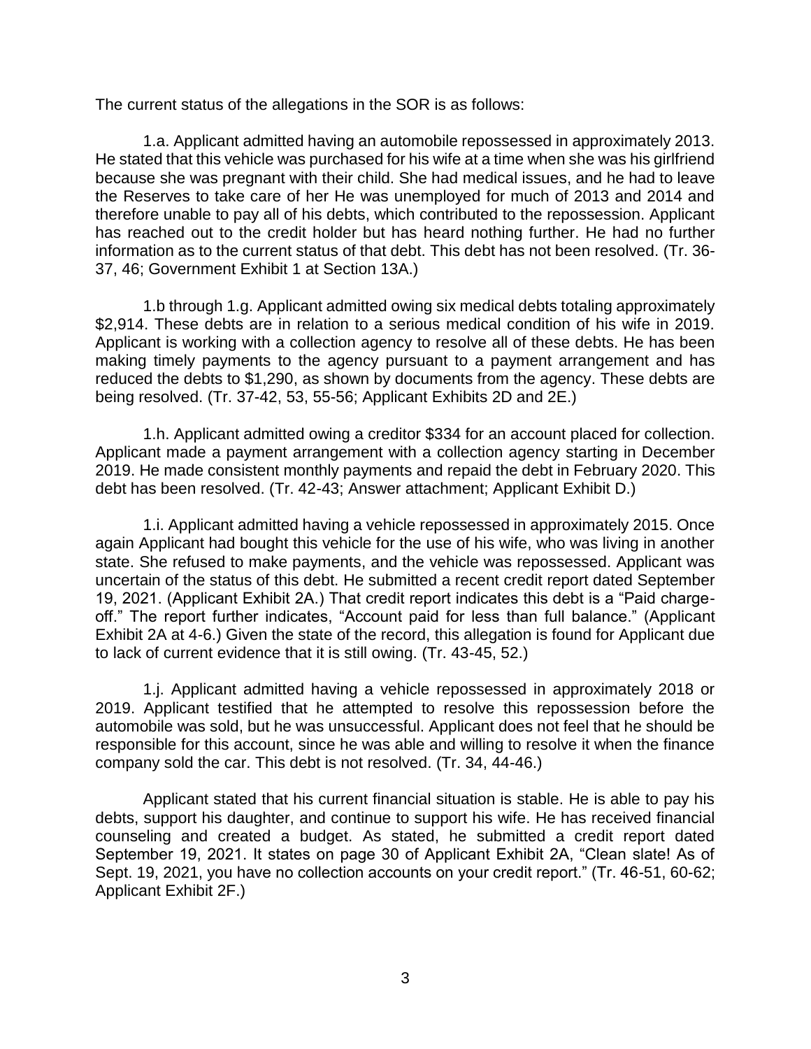The current status of the allegations in the SOR is as follows:

1.a. Applicant admitted having an automobile repossessed in approximately 2013. He stated that this vehicle was purchased for his wife at a time when she was his girlfriend because she was pregnant with their child. She had medical issues, and he had to leave the Reserves to take care of her He was unemployed for much of 2013 and 2014 and therefore unable to pay all of his debts, which contributed to the repossession. Applicant has reached out to the credit holder but has heard nothing further. He had no further information as to the current status of that debt. This debt has not been resolved. (Tr. 36-37, 46; Government Exhibit 1 at Section 13A.)

1.b through 1.g. Applicant admitted owing six medical debts totaling approximately $2,914. These debts are in relation to a serious medical condition of his wife in 2019. Applicant is working with a collection agency to resolve all of these debts. He has been making timely payments to the agency pursuant to a payment arrangement and has reduced the debts to $1,290, as shown by documents from the agency. These debts are being resolved. (Tr. 37-42, 53, 55-56; Applicant Exhibits 2D and 2E.)

1.h. Applicant admitted owing a creditor $334 for an account placed for collection. Applicant made a payment arrangement with a collection agency starting in December 2019. He made consistent monthly payments and repaid the debt in February 2020. This debt has been resolved. (Tr. 42-43; Answer attachment; Applicant Exhibit D.)

1.i. Applicant admitted having a vehicle repossessed in approximately 2015. Once again Applicant had bought this vehicle for the use of his wife, who was living in another state. She refused to make payments, and the vehicle was repossessed. Applicant was uncertain of the status of this debt. He submitted a recent credit report dated September 19, 2021. (Applicant Exhibit 2A.) That credit report indicates this debt is a "Paid charge-off." The report further indicates, "Account paid for less than full balance." (Applicant Exhibit 2A at 4-6.) Given the state of the record, this allegation is found for Applicant due to lack of current evidence that it is still owing. (Tr. 43-45, 52.)

1.j. Applicant admitted having a vehicle repossessed in approximately 2018 or 2019. Applicant testified that he attempted to resolve this repossession before the automobile was sold, but he was unsuccessful. Applicant does not feel that he should be responsible for this account, since he was able and willing to resolve it when the finance company sold the car. This debt is not resolved. (Tr. 34, 44-46.)

Applicant stated that his current financial situation is stable. He is able to pay his debts, support his daughter, and continue to support his wife. He has received financial counseling and created a budget. As stated, he submitted a credit report dated September 19, 2021. It states on page 30 of Applicant Exhibit 2A, "Clean slate! As of Sept. 19, 2021, you have no collection accounts on your credit report." (Tr. 46-51, 60-62; Applicant Exhibit 2F.)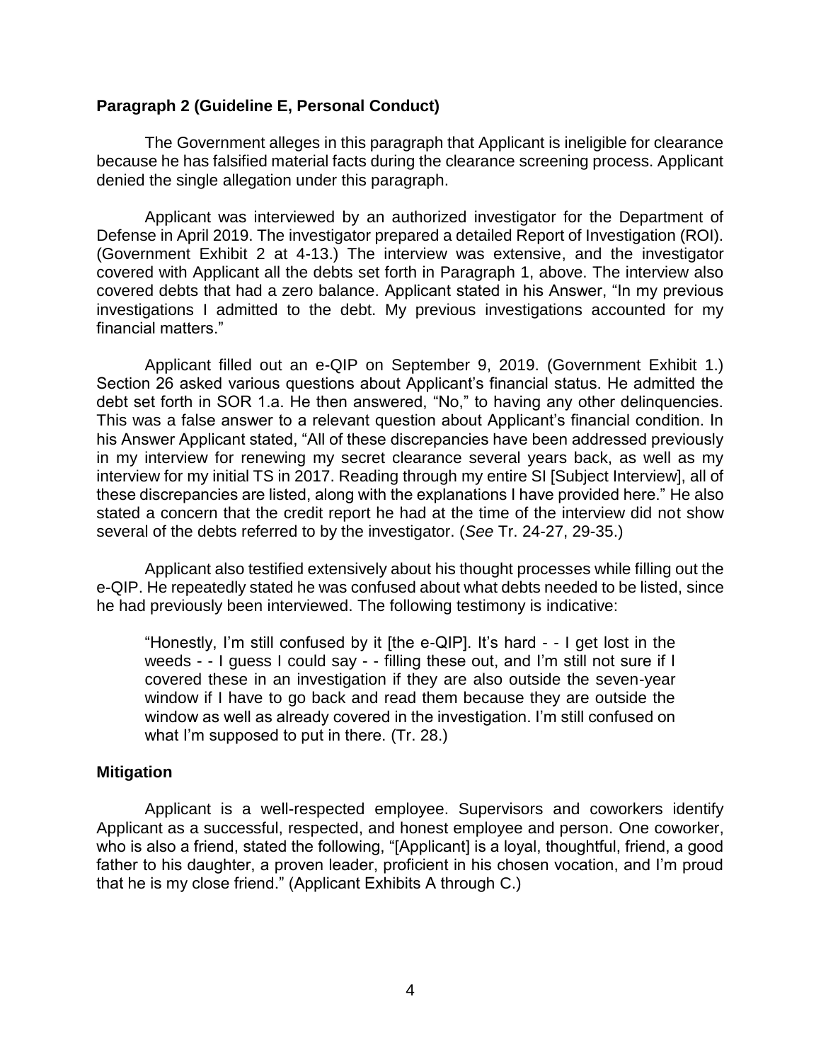**Paragraph 2 (Guideline E, Personal Conduct)**

The Government alleges in this paragraph that Applicant is ineligible for clearance because he has falsified material facts during the clearance screening process. Applicant denied the single allegation under this paragraph.

Applicant was interviewed by an authorized investigator for the Department of Defense in April 2019. The investigator prepared a detailed Report of Investigation (ROI). (Government Exhibit 2 at 4-13.) The interview was extensive, and the investigator covered with Applicant all the debts set forth in Paragraph 1, above. The interview also covered debts that had a zero balance. Applicant stated in his Answer, "In my previous investigations I admitted to the debt. My previous investigations accounted for my financial matters."

Applicant filled out an e-QIP on September 9, 2019. (Government Exhibit 1.) Section 26 asked various questions about Applicant's financial status. He admitted the debt set forth in SOR 1.a. He then answered, "No," to having any other delinquencies. This was a false answer to a relevant question about Applicant's financial condition. In his Answer Applicant stated, "All of these discrepancies have been addressed previously in my interview for renewing my secret clearance several years back, as well as my interview for my initial TS in 2017. Reading through my entire SI [Subject Interview], all of these discrepancies are listed, along with the explanations I have provided here." He also stated a concern that the credit report he had at the time of the interview did not show several of the debts referred to by the investigator. (*See* Tr. 24-27, 29-35.)

Applicant also testified extensively about his thought processes while filling out the e-QIP. He repeatedly stated he was confused about what debts needed to be listed, since he had previously been interviewed. The following testimony is indicative:

> "Honestly, I'm still confused by it [the e-QIP]. It's hard - - I get lost in the weeds - - I guess I could say - - filling these out, and I'm still not sure if I covered these in an investigation if they are also outside the seven-year window if I have to go back and read them because they are outside the window as well as already covered in the investigation. I'm still confused on what I'm supposed to put in there. (Tr. 28.)

**Mitigation**

Applicant is a well-respected employee. Supervisors and coworkers identify Applicant as a successful, respected, and honest employee and person. One coworker, who is also a friend, stated the following, "[Applicant] is a loyal, thoughtful, friend, a good father to his daughter, a proven leader, proficient in his chosen vocation, and I'm proud that he is my close friend." (Applicant Exhibits A through C.)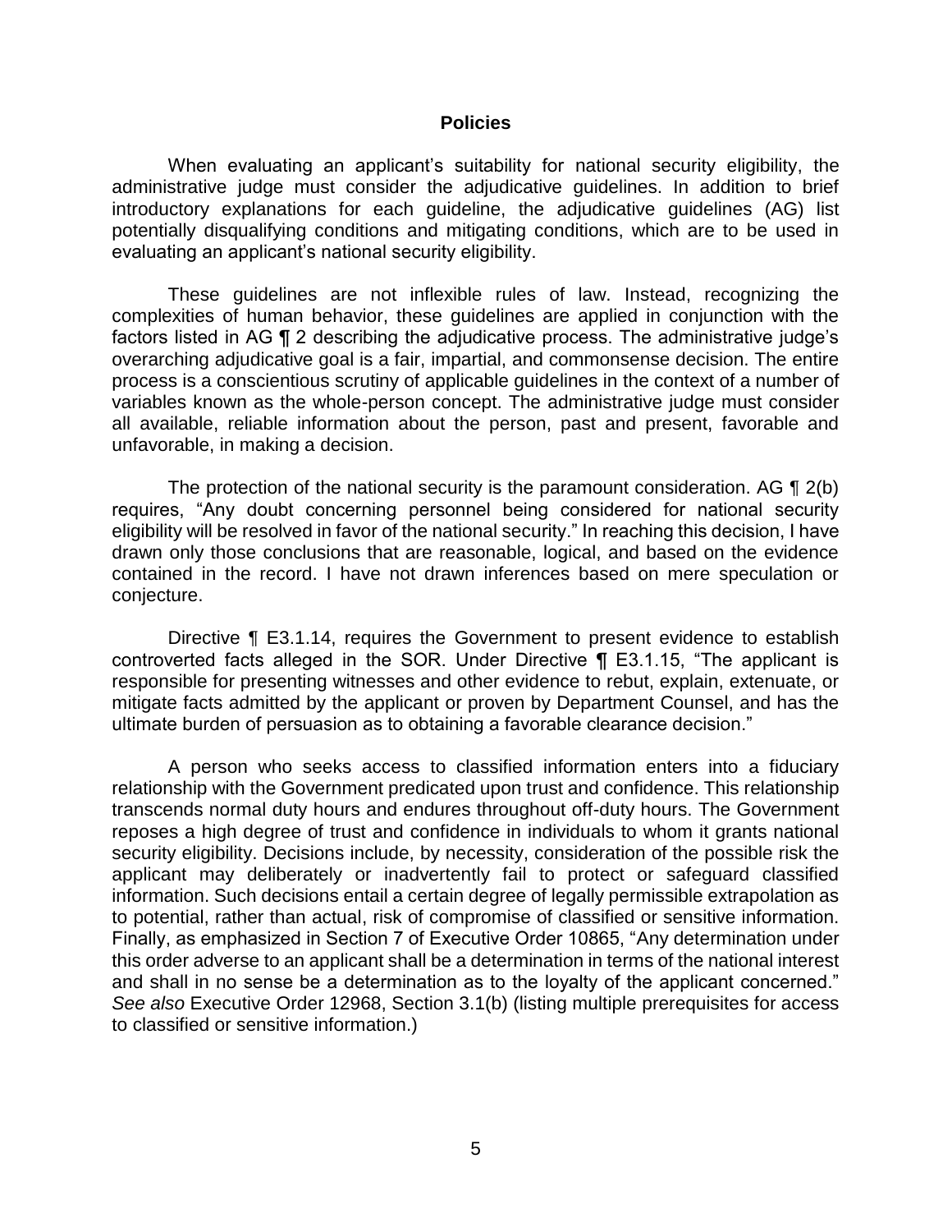## Policies

When evaluating an applicant's suitability for national security eligibility, the administrative judge must consider the adjudicative guidelines. In addition to brief introductory explanations for each guideline, the adjudicative guidelines (AG) list potentially disqualifying conditions and mitigating conditions, which are to be used in evaluating an applicant's national security eligibility.

These guidelines are not inflexible rules of law. Instead, recognizing the complexities of human behavior, these guidelines are applied in conjunction with the factors listed in AG ¶ 2 describing the adjudicative process. The administrative judge's overarching adjudicative goal is a fair, impartial, and commonsense decision. The entire process is a conscientious scrutiny of applicable guidelines in the context of a number of variables known as the whole-person concept. The administrative judge must consider all available, reliable information about the person, past and present, favorable and unfavorable, in making a decision.

The protection of the national security is the paramount consideration. AG ¶ 2(b) requires, "Any doubt concerning personnel being considered for national security eligibility will be resolved in favor of the national security." In reaching this decision, I have drawn only those conclusions that are reasonable, logical, and based on the evidence contained in the record. I have not drawn inferences based on mere speculation or conjecture.

Directive ¶ E3.1.14, requires the Government to present evidence to establish controverted facts alleged in the SOR. Under Directive ¶ E3.1.15, "The applicant is responsible for presenting witnesses and other evidence to rebut, explain, extenuate, or mitigate facts admitted by the applicant or proven by Department Counsel, and has the ultimate burden of persuasion as to obtaining a favorable clearance decision."

A person who seeks access to classified information enters into a fiduciary relationship with the Government predicated upon trust and confidence. This relationship transcends normal duty hours and endures throughout off-duty hours. The Government reposes a high degree of trust and confidence in individuals to whom it grants national security eligibility. Decisions include, by necessity, consideration of the possible risk the applicant may deliberately or inadvertently fail to protect or safeguard classified information. Such decisions entail a certain degree of legally permissible extrapolation as to potential, rather than actual, risk of compromise of classified or sensitive information. Finally, as emphasized in Section 7 of Executive Order 10865, "Any determination under this order adverse to an applicant shall be a determination in terms of the national interest and shall in no sense be a determination as to the loyalty of the applicant concerned." *See also* Executive Order 12968, Section 3.1(b) (listing multiple prerequisites for access to classified or sensitive information.)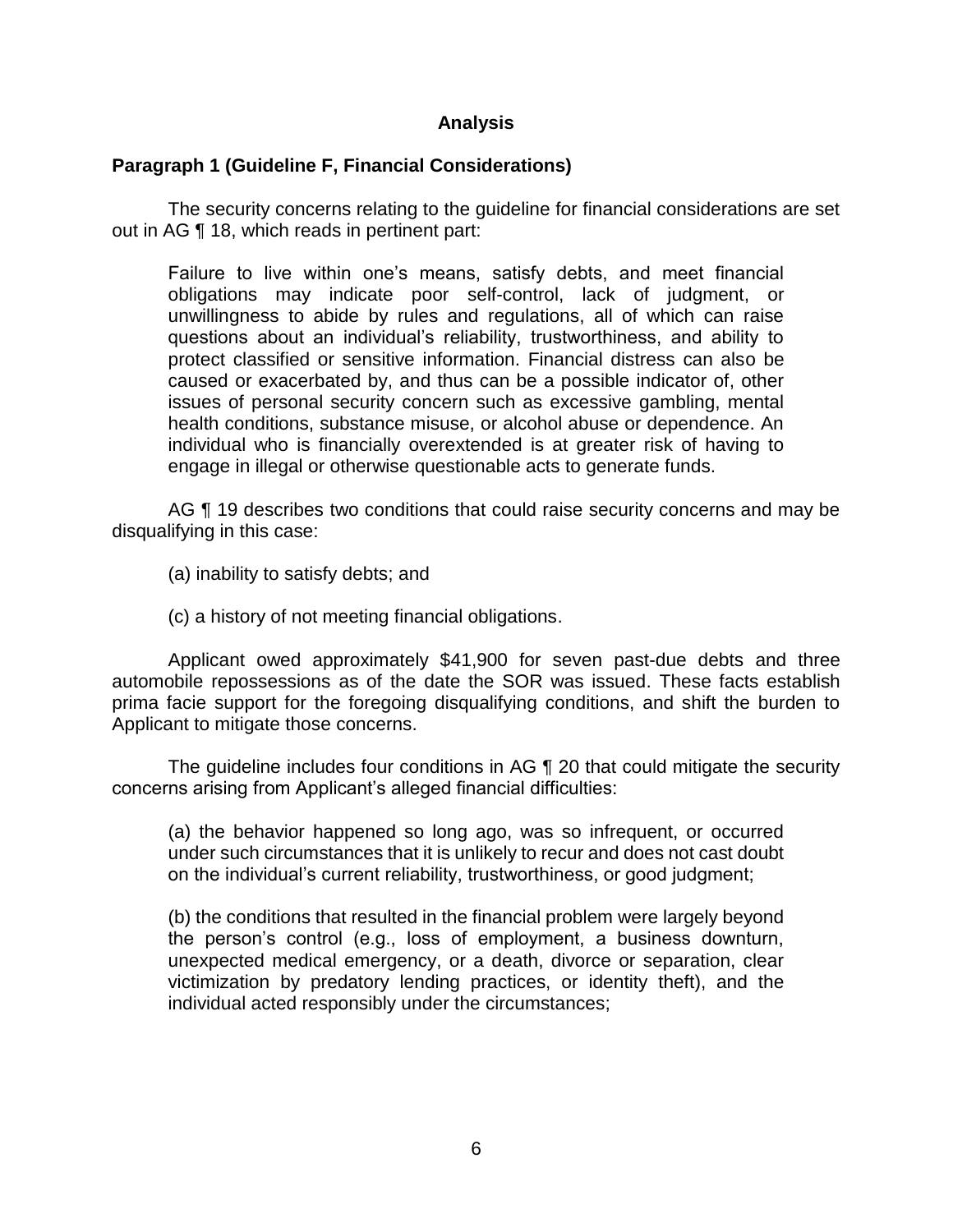## Analysis

### Paragraph 1 (Guideline F, Financial Considerations)

The security concerns relating to the guideline for financial considerations are set out in AG ¶ 18, which reads in pertinent part:

> Failure to live within one's means, satisfy debts, and meet financial obligations may indicate poor self-control, lack of judgment, or unwillingness to abide by rules and regulations, all of which can raise questions about an individual's reliability, trustworthiness, and ability to protect classified or sensitive information. Financial distress can also be caused or exacerbated by, and thus can be a possible indicator of, other issues of personal security concern such as excessive gambling, mental health conditions, substance misuse, or alcohol abuse or dependence. An individual who is financially overextended is at greater risk of having to engage in illegal or otherwise questionable acts to generate funds.

AG ¶ 19 describes two conditions that could raise security concerns and may be disqualifying in this case:

> (a) inability to satisfy debts; and
>
> (c) a history of not meeting financial obligations.

Applicant owed approximately $41,900 for seven past-due debts and three automobile repossessions as of the date the SOR was issued. These facts establish prima facie support for the foregoing disqualifying conditions, and shift the burden to Applicant to mitigate those concerns.

The guideline includes four conditions in AG ¶ 20 that could mitigate the security concerns arising from Applicant's alleged financial difficulties:

> (a) the behavior happened so long ago, was so infrequent, or occurred under such circumstances that it is unlikely to recur and does not cast doubt on the individual's current reliability, trustworthiness, or good judgment;
>
> (b) the conditions that resulted in the financial problem were largely beyond the person's control (e.g., loss of employment, a business downturn, unexpected medical emergency, or a death, divorce or separation, clear victimization by predatory lending practices, or identity theft), and the individual acted responsibly under the circumstances;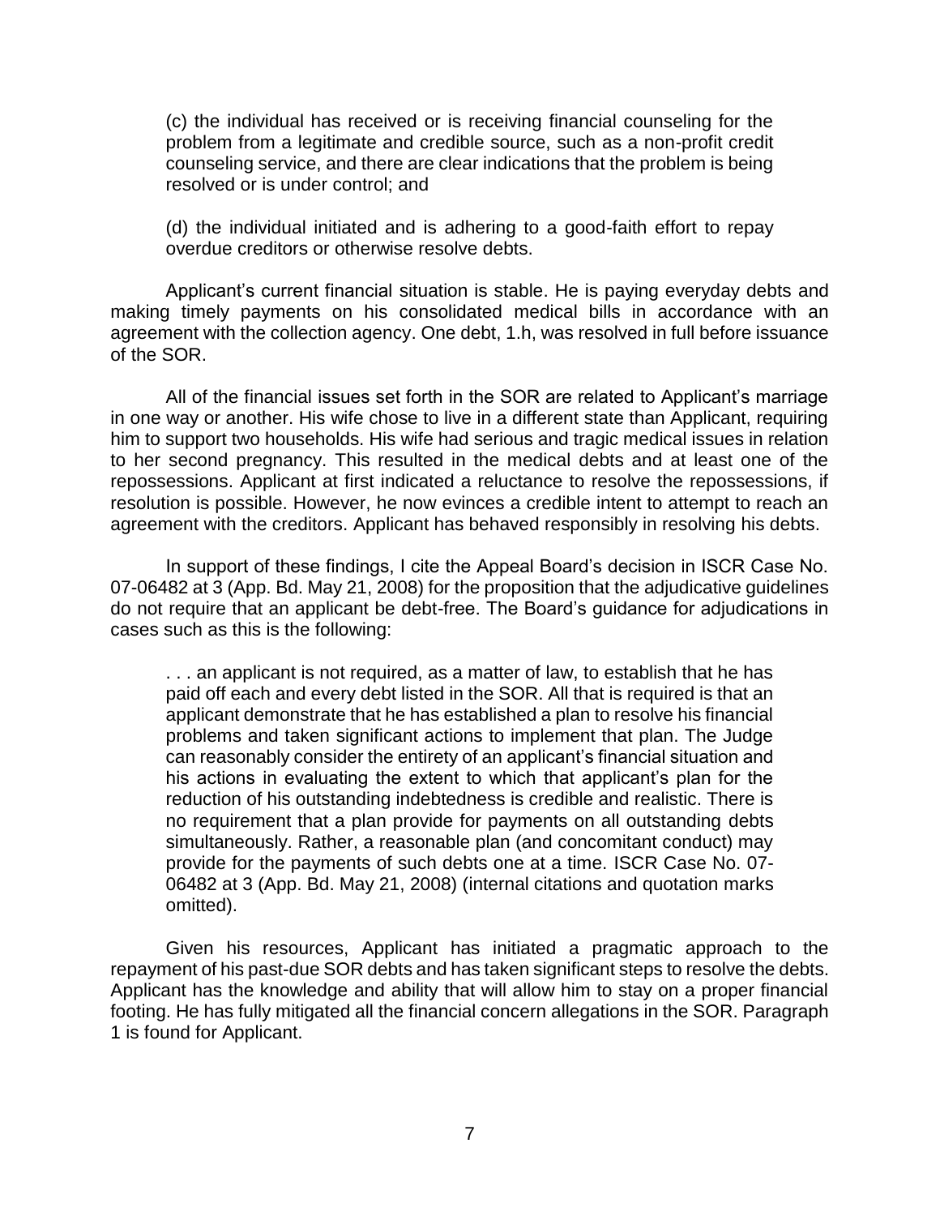(c) the individual has received or is receiving financial counseling for the problem from a legitimate and credible source, such as a non-profit credit counseling service, and there are clear indications that the problem is being resolved or is under control; and

(d) the individual initiated and is adhering to a good-faith effort to repay overdue creditors or otherwise resolve debts.

Applicant's current financial situation is stable. He is paying everyday debts and making timely payments on his consolidated medical bills in accordance with an agreement with the collection agency. One debt, 1.h, was resolved in full before issuance of the SOR.

All of the financial issues set forth in the SOR are related to Applicant's marriage in one way or another. His wife chose to live in a different state than Applicant, requiring him to support two households. His wife had serious and tragic medical issues in relation to her second pregnancy. This resulted in the medical debts and at least one of the repossessions. Applicant at first indicated a reluctance to resolve the repossessions, if resolution is possible. However, he now evinces a credible intent to attempt to reach an agreement with the creditors. Applicant has behaved responsibly in resolving his debts.

In support of these findings, I cite the Appeal Board's decision in ISCR Case No. 07-06482 at 3 (App. Bd. May 21, 2008) for the proposition that the adjudicative guidelines do not require that an applicant be debt-free. The Board's guidance for adjudications in cases such as this is the following:

> . . . an applicant is not required, as a matter of law, to establish that he has paid off each and every debt listed in the SOR. All that is required is that an applicant demonstrate that he has established a plan to resolve his financial problems and taken significant actions to implement that plan. The Judge can reasonably consider the entirety of an applicant's financial situation and his actions in evaluating the extent to which that applicant's plan for the reduction of his outstanding indebtedness is credible and realistic. There is no requirement that a plan provide for payments on all outstanding debts simultaneously. Rather, a reasonable plan (and concomitant conduct) may provide for the payments of such debts one at a time. ISCR Case No. 07-06482 at 3 (App. Bd. May 21, 2008) (internal citations and quotation marks omitted).

Given his resources, Applicant has initiated a pragmatic approach to the repayment of his past-due SOR debts and has taken significant steps to resolve the debts. Applicant has the knowledge and ability that will allow him to stay on a proper financial footing. He has fully mitigated all the financial concern allegations in the SOR. Paragraph 1 is found for Applicant.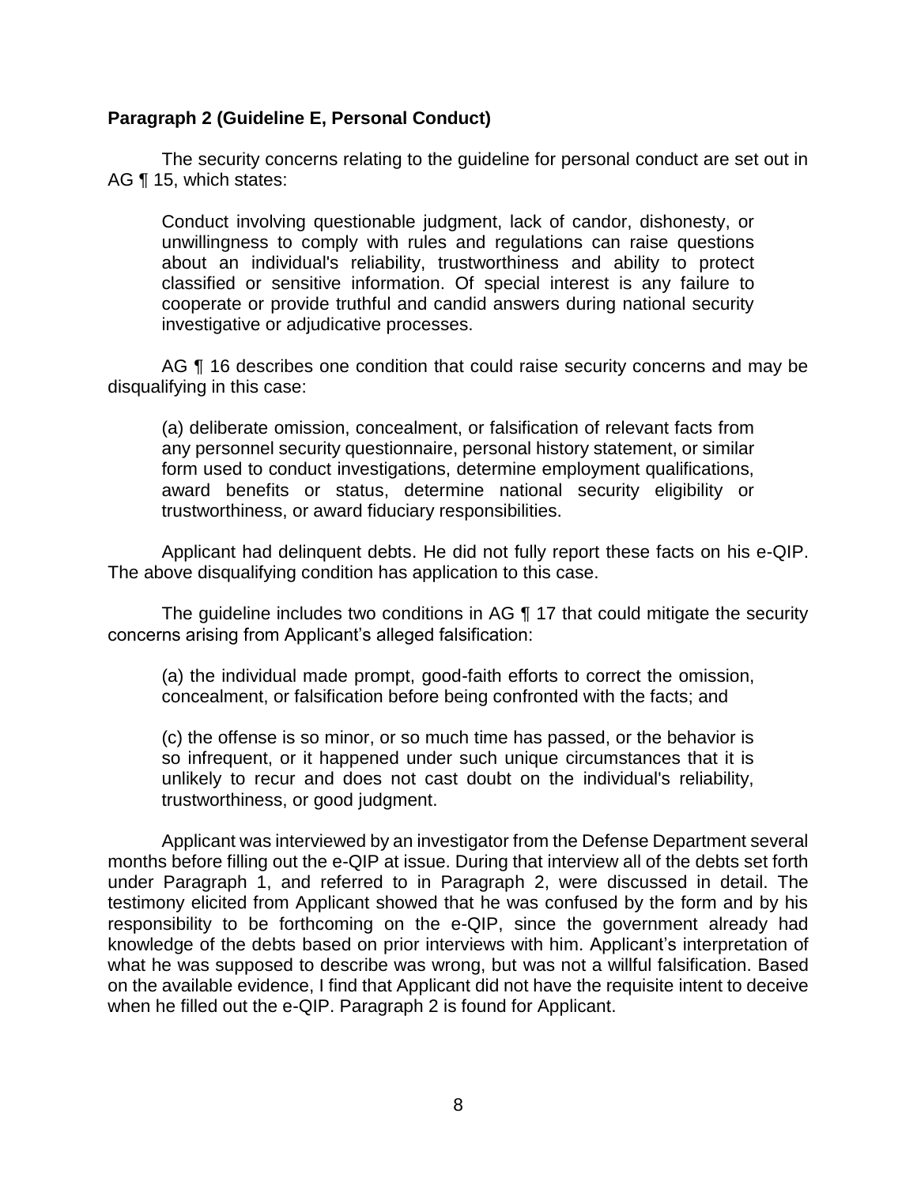**Paragraph 2 (Guideline E, Personal Conduct)**

The security concerns relating to the guideline for personal conduct are set out in AG ¶ 15, which states:

> Conduct involving questionable judgment, lack of candor, dishonesty, or unwillingness to comply with rules and regulations can raise questions about an individual's reliability, trustworthiness and ability to protect classified or sensitive information. Of special interest is any failure to cooperate or provide truthful and candid answers during national security investigative or adjudicative processes.

AG ¶ 16 describes one condition that could raise security concerns and may be disqualifying in this case:

> (a) deliberate omission, concealment, or falsification of relevant facts from any personnel security questionnaire, personal history statement, or similar form used to conduct investigations, determine employment qualifications, award benefits or status, determine national security eligibility or trustworthiness, or award fiduciary responsibilities.

Applicant had delinquent debts. He did not fully report these facts on his e-QIP. The above disqualifying condition has application to this case.

The guideline includes two conditions in AG ¶ 17 that could mitigate the security concerns arising from Applicant's alleged falsification:

> (a) the individual made prompt, good-faith efforts to correct the omission, concealment, or falsification before being confronted with the facts; and
>
> (c) the offense is so minor, or so much time has passed, or the behavior is so infrequent, or it happened under such unique circumstances that it is unlikely to recur and does not cast doubt on the individual's reliability, trustworthiness, or good judgment.

Applicant was interviewed by an investigator from the Defense Department several months before filling out the e-QIP at issue. During that interview all of the debts set forth under Paragraph 1, and referred to in Paragraph 2, were discussed in detail. The testimony elicited from Applicant showed that he was confused by the form and by his responsibility to be forthcoming on the e-QIP, since the government already had knowledge of the debts based on prior interviews with him. Applicant's interpretation of what he was supposed to describe was wrong, but was not a willful falsification. Based on the available evidence, I find that Applicant did not have the requisite intent to deceive when he filled out the e-QIP. Paragraph 2 is found for Applicant.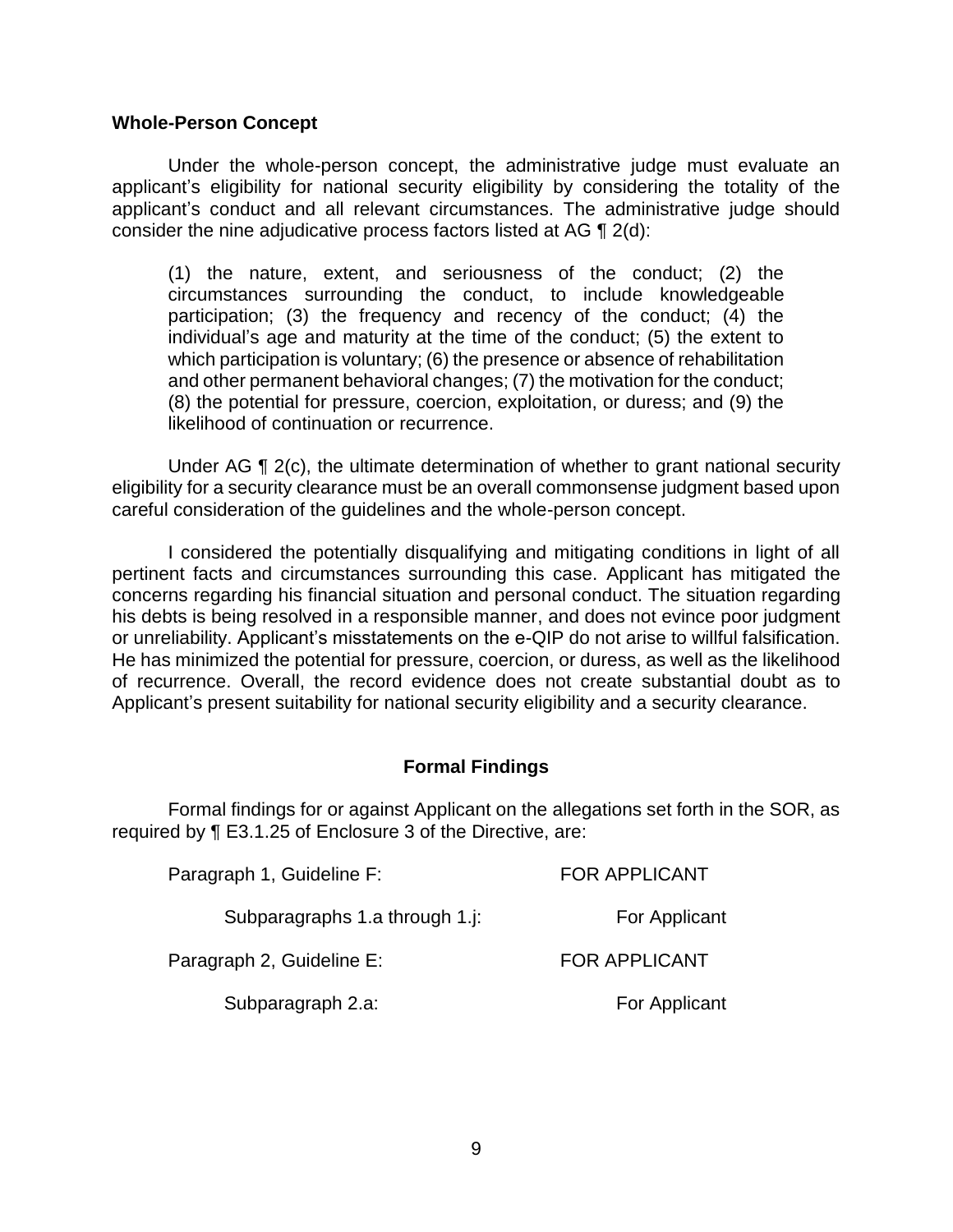**Whole-Person Concept**

Under the whole-person concept, the administrative judge must evaluate an applicant's eligibility for national security eligibility by considering the totality of the applicant's conduct and all relevant circumstances. The administrative judge should consider the nine adjudicative process factors listed at AG ¶ 2(d):

> (1) the nature, extent, and seriousness of the conduct; (2) the circumstances surrounding the conduct, to include knowledgeable participation; (3) the frequency and recency of the conduct; (4) the individual's age and maturity at the time of the conduct; (5) the extent to which participation is voluntary; (6) the presence or absence of rehabilitation and other permanent behavioral changes; (7) the motivation for the conduct; (8) the potential for pressure, coercion, exploitation, or duress; and (9) the likelihood of continuation or recurrence.

Under AG ¶ 2(c), the ultimate determination of whether to grant national security eligibility for a security clearance must be an overall commonsense judgment based upon careful consideration of the guidelines and the whole-person concept.

I considered the potentially disqualifying and mitigating conditions in light of all pertinent facts and circumstances surrounding this case. Applicant has mitigated the concerns regarding his financial situation and personal conduct. The situation regarding his debts is being resolved in a responsible manner, and does not evince poor judgment or unreliability. Applicant's misstatements on the e-QIP do not arise to willful falsification. He has minimized the potential for pressure, coercion, or duress, as well as the likelihood of recurrence. Overall, the record evidence does not create substantial doubt as to Applicant's present suitability for national security eligibility and a security clearance.

## Formal Findings

Formal findings for or against Applicant on the allegations set forth in the SOR, as required by ¶ E3.1.25 of Enclosure 3 of the Directive, are:

| | |
|---|---|
| Paragraph 1, Guideline F: | FOR APPLICANT |
| Subparagraphs 1.a through 1.j: | For Applicant |
| Paragraph 2, Guideline E: | FOR APPLICANT |
| Subparagraph 2.a: | For Applicant |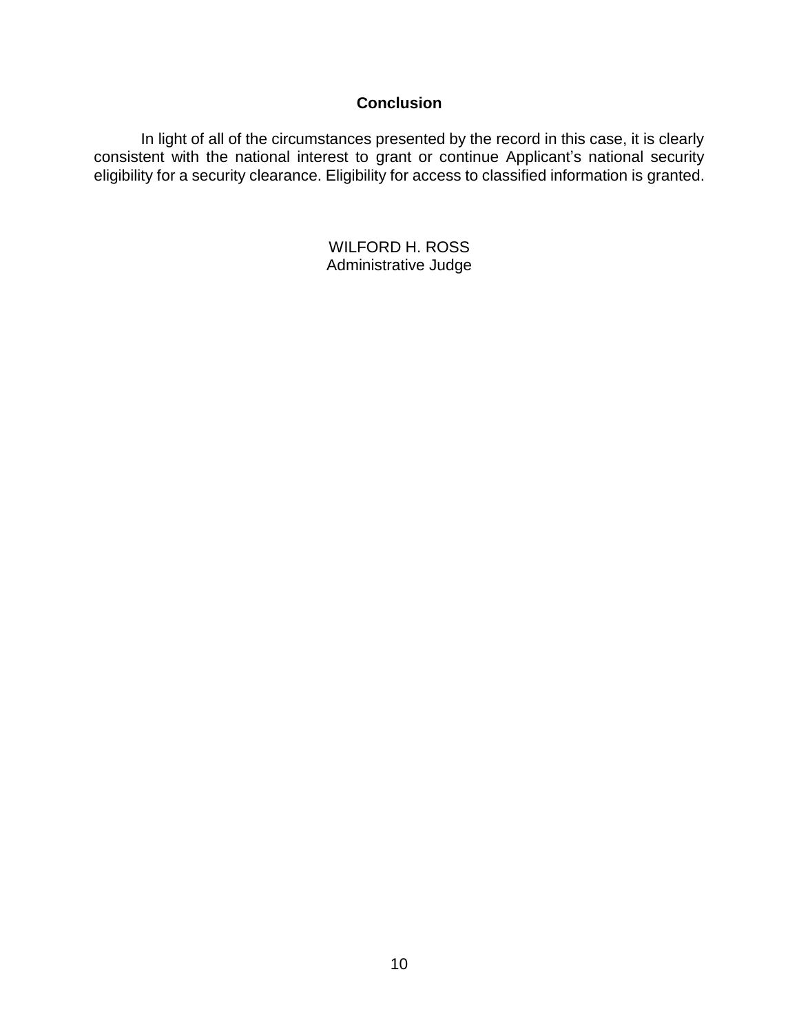## Conclusion

In light of all of the circumstances presented by the record in this case, it is clearly consistent with the national interest to grant or continue Applicant's national security eligibility for a security clearance. Eligibility for access to classified information is granted.

WILFORD H. ROSS
Administrative Judge